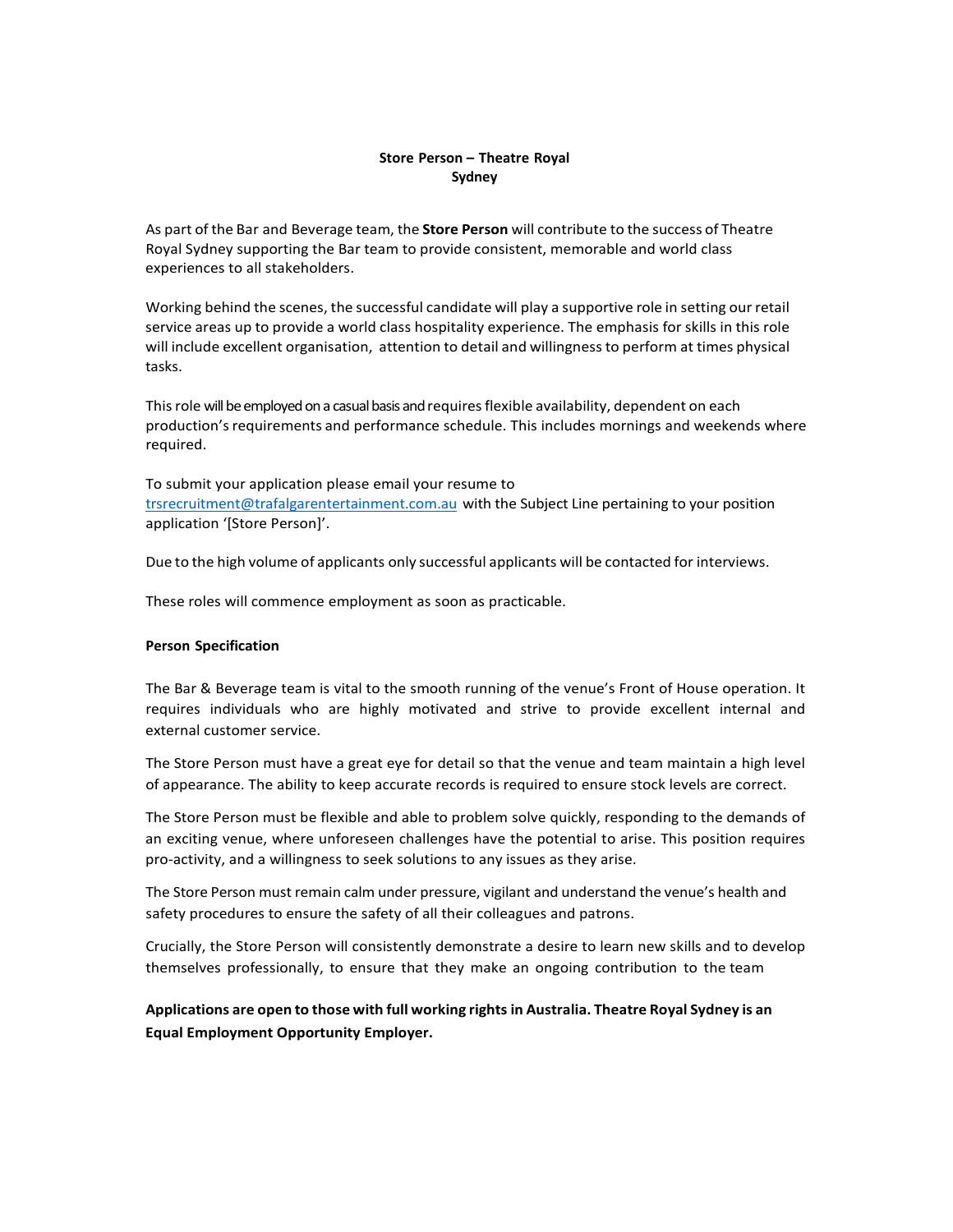# Store Person – Theatre Royal Sydney

As part of the Bar and Beverage team, the **Store Person** will contribute to the success of Theatre Royal Sydney supporting the Bar team to provide consistent, memorable and world class experiences to all stakeholders.

Working behind the scenes, the successful candidate will play a supportive role in setting our retail service areas up to provide a world class hospitality experience. The emphasis for skills in this role will include excellent organisation, attention to detail and willingness to perform at times physical tasks.

This role will be employed on a casual basis and requires flexible availability, dependent on each production's requirements and performance schedule. This includes mornings and weekends where required.

To submit your application please email your resume to trsrecruitment@trafalgarentertainment.com.au with the Subject Line pertaining to your position application '[Store Person]'.

Due to the high volume of applicants only successful applicants will be contacted for interviews.

These roles will commence employment as soon as practicable.

**Person Specification**

The Bar & Beverage team is vital to the smooth running of the venue's Front of House operation. It requires individuals who are highly motivated and strive to provide excellent internal and external customer service.

The Store Person must have a great eye for detail so that the venue and team maintain a high level of appearance. The ability to keep accurate records is required to ensure stock levels are correct.

The Store Person must be flexible and able to problem solve quickly, responding to the demands of an exciting venue, where unforeseen challenges have the potential to arise. This position requires pro-activity, and a willingness to seek solutions to any issues as they arise.

The Store Person must remain calm under pressure, vigilant and understand the venue's health and safety procedures to ensure the safety of all their colleagues and patrons.

Crucially, the Store Person will consistently demonstrate a desire to learn new skills and to develop themselves professionally, to ensure that they make an ongoing contribution to the team

**Applications are open to those with full working rights in Australia. Theatre Royal Sydney is an Equal Employment Opportunity Employer.**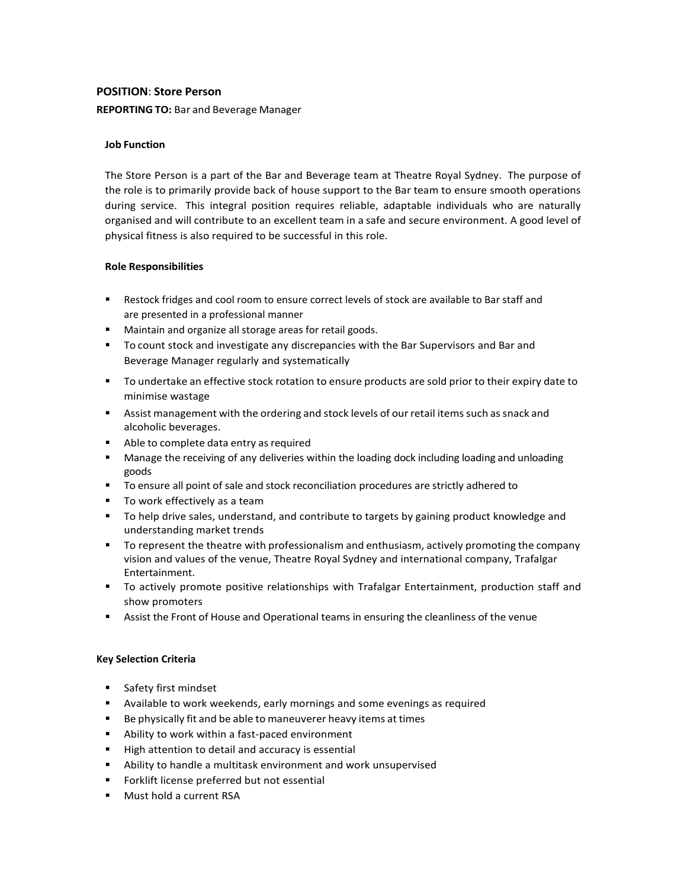**POSITION**: **Store Person**

**REPORTING TO:** Bar and Beverage Manager

### Job Function

The Store Person is a part of the Bar and Beverage team at Theatre Royal Sydney. The purpose of the role is to primarily provide back of house support to the Bar team to ensure smooth operations during service. This integral position requires reliable, adaptable individuals who are naturally organised and will contribute to an excellent team in a safe and secure environment. A good level of physical fitness is also required to be successful in this role.

### Role Responsibilities

- Restock fridges and cool room to ensure correct levels of stock are available to Bar staff and are presented in a professional manner
- Maintain and organize all storage areas for retail goods.
- To count stock and investigate any discrepancies with the Bar Supervisors and Bar and Beverage Manager regularly and systematically
- To undertake an effective stock rotation to ensure products are sold prior to their expiry date to minimise wastage
- Assist management with the ordering and stock levels of our retail items such as snack and alcoholic beverages.
- Able to complete data entry as required
- Manage the receiving of any deliveries within the loading dock including loading and unloading goods
- To ensure all point of sale and stock reconciliation procedures are strictly adhered to
- To work effectively as a team
- To help drive sales, understand, and contribute to targets by gaining product knowledge and understanding market trends
- To represent the theatre with professionalism and enthusiasm, actively promoting the company vision and values of the venue, Theatre Royal Sydney and international company, Trafalgar Entertainment.
- To actively promote positive relationships with Trafalgar Entertainment, production staff and show promoters
- Assist the Front of House and Operational teams in ensuring the cleanliness of the venue

### Key Selection Criteria

- Safety first mindset
- Available to work weekends, early mornings and some evenings as required
- Be physically fit and be able to maneuverer heavy items at times
- Ability to work within a fast-paced environment
- High attention to detail and accuracy is essential
- Ability to handle a multitask environment and work unsupervised
- Forklift license preferred but not essential
- Must hold a current RSA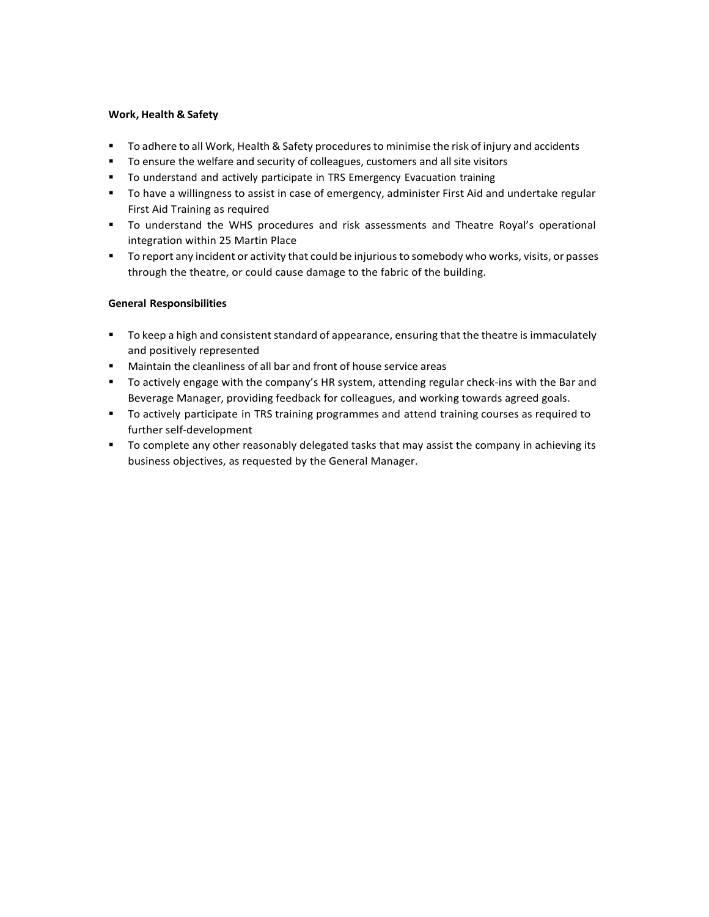**Work, Health & Safety**

- To adhere to all Work, Health & Safety procedures to minimise the risk of injury and accidents
- To ensure the welfare and security of colleagues, customers and all site visitors
- To understand and actively participate in TRS Emergency Evacuation training
- To have a willingness to assist in case of emergency, administer First Aid and undertake regular First Aid Training as required
- To understand the WHS procedures and risk assessments and Theatre Royal's operational integration within 25 Martin Place
- To report any incident or activity that could be injurious to somebody who works, visits, or passes through the theatre, or could cause damage to the fabric of the building.

**General Responsibilities**

- To keep a high and consistent standard of appearance, ensuring that the theatre is immaculately and positively represented
- Maintain the cleanliness of all bar and front of house service areas
- To actively engage with the company's HR system, attending regular check-ins with the Bar and Beverage Manager, providing feedback for colleagues, and working towards agreed goals.
- To actively participate in TRS training programmes and attend training courses as required to further self-development
- To complete any other reasonably delegated tasks that may assist the company in achieving its business objectives, as requested by the General Manager.